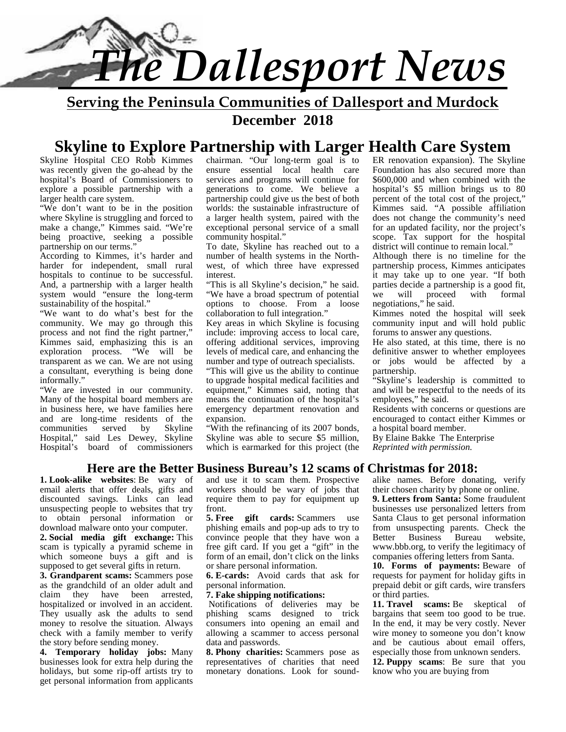# The Dallesport News

**Serving the Peninsula Communities of Dallesport and Murdock**

**December 2018**

## Skyline to Explore Partnership with Larger Health Care System

Skyline Hospital CEO Robb Kimmes was recently given the go-ahead by the hospital's Board of Commissioners to explore a possible partnership with a larger health care system.

"We don't want to be in the position where Skyline is struggling and forced to make a change," Kimmes said. "We're being proactive, seeking a possible partnership on our terms."

According to Kimmes, it's harder and harder for independent, small rural hospitals to continue to be successful. And, a partnership with a larger health system would "ensure the long-term sustainability of the hospital."

"We want to do what's best for the community. We may go through this process and not find the right partner," Kimmes said, emphasizing this is an exploration process. "We will be transparent as we can. We are not using a consultant, everything is being done informally."

"We are invested in our community. Many of the hospital board members are in business here, we have families here and are long-time residents of the communities served by Skyline Hospital," said Les Dewey, Skyline Hospital's board of commissioners chairman. "Our long-term goal is to ensure essential local health care services and programs will continue for generations to come. We believe a partnership could give us the best of both worlds: the sustainable infrastructure of a larger health system, paired with the exceptional personal service of a small community hospital."

To date, Skyline has reached out to a number of health systems in the Northwest, of which three have expressed interest.

"This is all Skyline's decision," he said. "We have a broad spectrum of potential options to choose. From a loose collaboration to full integration."

Key areas in which Skyline is focusing include: improving access to local care, offering additional services, improving levels of medical care, and enhancing the number and type of outreach specialists.

"This will give us the ability to continue to upgrade hospital medical facilities and equipment," Kimmes said, noting that means the continuation of the hospital's emergency department renovation and expansion.

"With the refinancing of its 2007 bonds, Skyline was able to secure $5 million, which is earmarked for this project (the ER renovation expansion). The Skyline Foundation has also secured more than $600,000 and when combined with the hospital's $5 million brings us to 80 percent of the total cost of the project," Kimmes said. "A possible affiliation does not change the community's need for an updated facility, nor the project's scope. Tax support for the hospital district will continue to remain local."

Although there is no timeline for the partnership process, Kimmes anticipates it may take up to one year. "If both parties decide a partnership is a good fit, we will proceed with formal negotiations," he said.

Kimmes noted the hospital will seek community input and will hold public forums to answer any questions.

He also stated, at this time, there is no definitive answer to whether employees or jobs would be affected by a partnership.

"Skyline's leadership is committed to and will be respectful to the needs of its employees," he said.

Residents with concerns or questions are encouraged to contact either Kimmes or a hospital board member.

By Elaine Bakke The Enterprise
*Reprinted with permission.*

### Here are the Better Business Bureau's 12 scams of Christmas for 2018:

**1. Look-alike websites**: Be wary of email alerts that offer deals, gifts and discounted savings. Links can lead unsuspecting people to websites that try to obtain personal information or download malware onto your computer.

**2. Social media gift exchange:** This scam is typically a pyramid scheme in which someone buys a gift and is supposed to get several gifts in return.

**3. Grandparent scams:** Scammers pose as the grandchild of an older adult and claim they have been arrested, hospitalized or involved in an accident. They usually ask the adults to send money to resolve the situation. Always check with a family member to verify the story before sending money.

**4. Temporary holiday jobs:** Many businesses look for extra help during the holidays, but some rip-off artists try to get personal information from applicants and use it to scam them. Prospective workers should be wary of jobs that require them to pay for equipment up front.

**5. Free gift cards:** Scammers use phishing emails and pop-up ads to try to convince people that they have won a free gift card. If you get a "gift" in the form of an email, don't click on the links or share personal information.

**6. E-cards:** Avoid cards that ask for personal information.

**7. Fake shipping notifications:** Notifications of deliveries may be phishing scams designed to trick consumers into opening an email and allowing a scammer to access personal data and passwords.

**8. Phony charities:** Scammers pose as representatives of charities that need monetary donations. Look for sound-alike names. Before donating, verify their chosen charity by phone or online.

**9. Letters from Santa:** Some fraudulent businesses use personalized letters from Santa Claus to get personal information from unsuspecting parents. Check the Better Business Bureau website, www.bbb.org, to verify the legitimacy of companies offering letters from Santa.

**10. Forms of payments:** Beware of requests for payment for holiday gifts in prepaid debit or gift cards, wire transfers or third parties.

**11. Travel scams:** Be skeptical of bargains that seem too good to be true. In the end, it may be very costly. Never wire money to someone you don't know and be cautious about email offers, especially those from unknown senders.

**12. Puppy scams**: Be sure that you know who you are buying from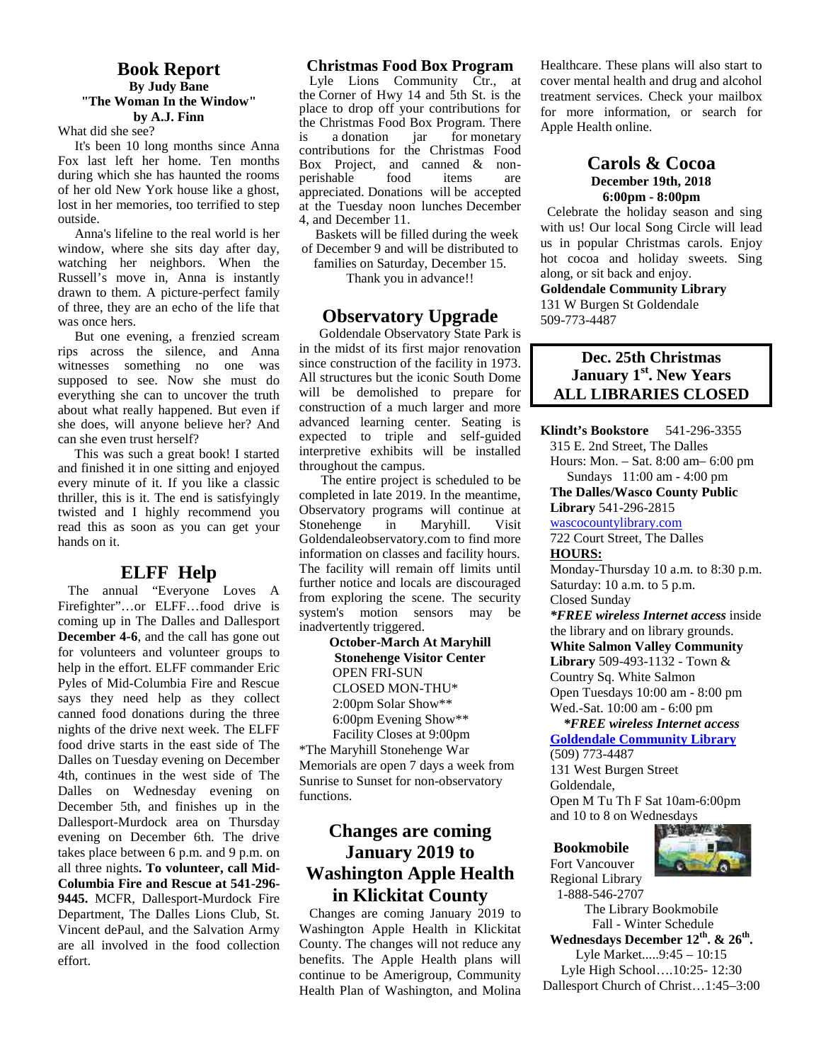## Book Report

**By Judy Bane**

**"The Woman In the Window"**

**by A.J. Finn**

What did she see?

It's been 10 long months since Anna Fox last left her home. Ten months during which she has haunted the rooms of her old New York house like a ghost, lost in her memories, too terrified to step outside.

Anna's lifeline to the real world is her window, where she sits day after day, watching her neighbors. When the Russell's move in, Anna is instantly drawn to them. A picture-perfect family of three, they are an echo of the life that was once hers.

But one evening, a frenzied scream rips across the silence, and Anna witnesses something no one was supposed to see. Now she must do everything she can to uncover the truth about what really happened. But even if she does, will anyone believe her? And can she even trust herself?

This was such a great book! I started and finished it in one sitting and enjoyed every minute of it. If you like a classic thriller, this is it. The end is satisfyingly twisted and I highly recommend you read this as soon as you can get your hands on it.

## ELFF Help

The annual "Everyone Loves A Firefighter"…or ELFF…food drive is coming up in The Dalles and Dallesport **December 4-6**, and the call has gone out for volunteers and volunteer groups to help in the effort. ELFF commander Eric Pyles of Mid-Columbia Fire and Rescue says they need help as they collect canned food donations during the three nights of the drive next week. The ELFF food drive starts in the east side of The Dalles on Tuesday evening on December 4th, continues in the west side of The Dalles on Wednesday evening on December 5th, and finishes up in the Dallesport-Murdock area on Thursday evening on December 6th. The drive takes place between 6 p.m. and 9 p.m. on all three nights**. To volunteer, call Mid-Columbia Fire and Rescue at 541-296-9445.** MCFR, Dallesport-Murdock Fire Department, The Dalles Lions Club, St. Vincent dePaul, and the Salvation Army are all involved in the food collection effort.

## Christmas Food Box Program

Lyle Lions Community Ctr., at the Corner of Hwy 14 and 5th St. is the place to drop off your contributions for the Christmas Food Box Program. There is a donation jar for monetary contributions for the Christmas Food Box Project, and canned & non-perishable food items are appreciated. Donations will be accepted at the Tuesday noon lunches December 4, and December 11.

Baskets will be filled during the week of December 9 and will be distributed to families on Saturday, December 15.

Thank you in advance!!

## Observatory Upgrade

Goldendale Observatory State Park is in the midst of its first major renovation since construction of the facility in 1973. All structures but the iconic South Dome will be demolished to prepare for construction of a much larger and more advanced learning center. Seating is expected to triple and self-guided interpretive exhibits will be installed throughout the campus.

The entire project is scheduled to be completed in late 2019. In the meantime, Observatory programs will continue at Stonehenge in Maryhill. Visit Goldendaleobservatory.com to find more information on classes and facility hours. The facility will remain off limits until further notice and locals are discouraged from exploring the scene. The security system's motion sensors may be inadvertently triggered.

**October-March At Maryhill**
**Stonehenge Visitor Center**
OPEN FRI-SUN
CLOSED MON-THU*
2:00pm Solar Show**
6:00pm Evening Show**
Facility Closes at 9:00pm

*The Maryhill Stonehenge War Memorials are open 7 days a week from Sunrise to Sunset for non-observatory functions.

## Changes are coming January 2019 to Washington Apple Health in Klickitat County

Changes are coming January 2019 to Washington Apple Health in Klickitat County. The changes will not reduce any benefits. The Apple Health plans will continue to be Amerigroup, Community Health Plan of Washington, and Molina Healthcare. These plans will also start to cover mental health and drug and alcohol treatment services. Check your mailbox for more information, or search for Apple Health online.

## Carols & Cocoa

**December 19th, 2018**
**6:00pm - 8:00pm**

Celebrate the holiday season and sing with us! Our local Song Circle will lead us in popular Christmas carols. Enjoy hot cocoa and holiday sweets. Sing along, or sit back and enjoy.

**Goldendale Community Library**
131 W Burgen St Goldendale
509-773-4487

**Dec. 25th Christmas**
**January 1st. New Years**
**ALL LIBRARIES CLOSED**

**Klindt's Bookstore** 541-296-3355
315 E. 2nd Street, The Dalles
Hours: Mon. – Sat. 8:00 am– 6:00 pm
Sundays 11:00 am - 4:00 pm

**The Dalles/Wasco County Public Library** 541-296-2815
wascocountylibrary.com
722 Court Street, The Dalles
**HOURS:**
Monday-Thursday 10 a.m. to 8:30 p.m.
Saturday: 10 a.m. to 5 p.m.
Closed Sunday
***FREE wireless Internet access** inside the library and on library grounds.

**White Salmon Valley Community Library** 509-493-1132 - Town & Country Sq. White Salmon
Open Tuesdays 10:00 am - 8:00 pm
Wed.-Sat. 10:00 am - 6:00 pm
***FREE wireless Internet access***

**Goldendale Community Library**
(509) 773-4487
131 West Burgen Street
Goldendale,
Open M Tu Th F Sat 10am-6:00pm and 10 to 8 on Wednesdays

**Bookmobile**
Fort Vancouver Regional Library
1-888-546-2707
The Library Bookmobile
Fall - Winter Schedule
**Wednesdays December 12th. & 26th.**
Lyle Market.....9:45 – 10:15
Lyle High School….10:25- 12:30
Dallesport Church of Christ…1:45–3:00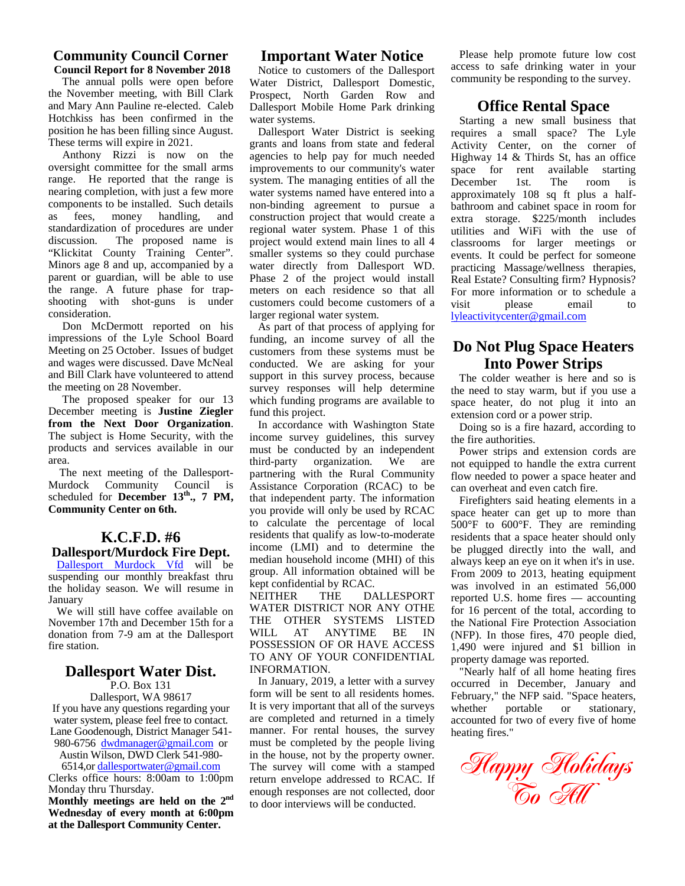## Community Council Corner

**Council Report for 8 November 2018**

The annual polls were open before the November meeting, with Bill Clark and Mary Ann Pauline re-elected. Caleb Hotchkiss has been confirmed in the position he has been filling since August. These terms will expire in 2021.

Anthony Rizzi is now on the oversight committee for the small arms range. He reported that the range is nearing completion, with just a few more components to be installed. Such details as fees, money handling, and standardization of procedures are under discussion. The proposed name is "Klickitat County Training Center". Minors age 8 and up, accompanied by a parent or guardian, will be able to use the range. A future phase for trap-shooting with shot-guns is under consideration.

Don McDermott reported on his impressions of the Lyle School Board Meeting on 25 October. Issues of budget and wages were discussed. Dave McNeal and Bill Clark have volunteered to attend the meeting on 28 November.

The proposed speaker for our 13 December meeting is **Justine Ziegler from the Next Door Organization**. The subject is Home Security, with the products and services available in our area.

The next meeting of the Dallesport-Murdock Community Council is scheduled for **December 13th., 7 PM, Community Center on 6th.**

## K.C.F.D. #6

### Dallesport/Murdock Fire Dept.

Dallesport Murdock Vfd will be suspending our monthly breakfast thru the holiday season. We will resume in January

We will still have coffee available on November 17th and December 15th for a donation from 7-9 am at the Dallesport fire station.

## Dallesport Water Dist.

P.O. Box 131
Dallesport, WA 98617

If you have any questions regarding your water system, please feel free to contact. Lane Goodenough, District Manager 541-980-6756 dwdmanager@gmail.com or Austin Wilson, DWD Clerk 541-980-6514,or dallesportwater@gmail.com

Clerks office hours: 8:00am to 1:00pm Monday thru Thursday.

**Monthly meetings are held on the 2nd Wednesday of every month at 6:00pm at the Dallesport Community Center.**

## Important Water Notice

Notice to customers of the Dallesport Water District, Dallesport Domestic, Prospect, North Garden Row and Dallesport Mobile Home Park drinking water systems.

Dallesport Water District is seeking grants and loans from state and federal agencies to help pay for much needed improvements to our community's water system. The managing entities of all the water systems named have entered into a non-binding agreement to pursue a construction project that would create a regional water system. Phase 1 of this project would extend main lines to all 4 smaller systems so they could purchase water directly from Dallesport WD. Phase 2 of the project would install meters on each residence so that all customers could become customers of a larger regional water system.

As part of that process of applying for funding, an income survey of all the customers from these systems must be conducted. We are asking for your support in this survey process, because survey responses will help determine which funding programs are available to fund this project.

In accordance with Washington State income survey guidelines, this survey must be conducted by an independent third-party organization. We are partnering with the Rural Community Assistance Corporation (RCAC) to be that independent party. The information you provide will only be used by RCAC to calculate the percentage of local residents that qualify as low-to-moderate income (LMI) and to determine the median household income (MHI) of this group. All information obtained will be kept confidential by RCAC.

NEITHER THE DALLESPORT WATER DISTRICT NOR ANY OTHE THE OTHER SYSTEMS LISTED WILL AT ANYTIME BE IN POSSESSION OF OR HAVE ACCESS TO ANY OF YOUR CONFIDENTIAL INFORMATION.

In January, 2019, a letter with a survey form will be sent to all residents homes. It is very important that all of the surveys are completed and returned in a timely manner. For rental houses, the survey must be completed by the people living in the house, not by the property owner. The survey will come with a stamped return envelope addressed to RCAC. If enough responses are not collected, door to door interviews will be conducted.

Please help promote future low cost access to safe drinking water in your community be responding to the survey.

## Office Rental Space

Starting a new small business that requires a small space? The Lyle Activity Center, on the corner of Highway 14 & Thirds St, has an office space for rent available starting December 1st. The room is approximately 108 sq ft plus a half-bathroom and cabinet space in room for extra storage. $225/month includes utilities and WiFi with the use of classrooms for larger meetings or events. It could be perfect for someone practicing Massage/wellness therapies, Real Estate? Consulting firm? Hypnosis? For more information or to schedule a visit please email to lyleactivitycenter@gmail.com

## Do Not Plug Space Heaters Into Power Strips

The colder weather is here and so is the need to stay warm, but if you use a space heater, do not plug it into an extension cord or a power strip.

Doing so is a fire hazard, according to the fire authorities.

Power strips and extension cords are not equipped to handle the extra current flow needed to power a space heater and can overheat and even catch fire.

Firefighters said heating elements in a space heater can get up to more than 500°F to 600°F. They are reminding residents that a space heater should only be plugged directly into the wall, and always keep an eye on it when it's in use. From 2009 to 2013, heating equipment was involved in an estimated 56,000 reported U.S. home fires — accounting for 16 percent of the total, according to the National Fire Protection Association (NFP). In those fires, 470 people died, 1,490 were injured and $1 billion in property damage was reported.

"Nearly half of all home heating fires occurred in December, January and February," the NFP said. "Space heaters, whether portable or stationary, accounted for two of every five of home heating fires."

*Happy Holidays To All*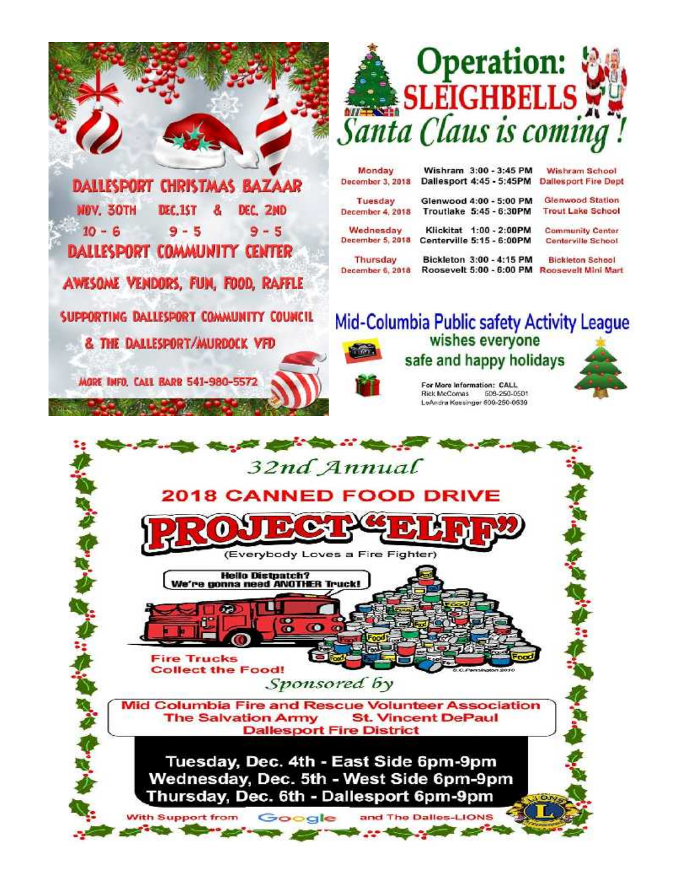## DALLESPORT CHRISTMAS BAZAAR

NOV. 30TH &nbsp;&nbsp; DEC.1ST & DEC. 2ND

10 - 6 &nbsp;&nbsp; 9 - 5 &nbsp;&nbsp; 9 - 5

DALLESPORT COMMUNITY CENTER

AWESOME VENDORS, FUN, FOOD, RAFFLE

SUPPORTING DALLESPORT COMMUNITY COUNCIL & THE DALLESPORT/MURDOCK VFD

MORE INFO. CALL BARB 541-980-5572

## Operation: SLEIGHBELLS

*Santa Claus is coming!*

| | | |
|---|---|---|
| Monday December 3, 2018 | Wishram 3:00 - 3:45 PM<br>Dallesport 4:45 - 5:45PM | Wishram School<br>Dallesport Fire Dept |
| Tuesday December 4, 2018 | Glenwood 4:00 - 5:00 PM<br>Troutlake 5:45 - 6:30PM | Glenwood Station<br>Trout Lake School |
| Wednesday December 5, 2018 | Klickitat 1:00 - 2:00PM<br>Centerville 5:15 - 6:00PM | Community Center<br>Centerville School |
| Thursday December 6, 2018 | Bickleton 3:00 - 4:15 PM<br>Roosevelt 5:00 - 6:00 PM | Bickleton School<br>Roosevelt Mini Mart |

**Mid-Columbia Public safety Activity League**

wishes everyone safe and happy holidays

For More Information: CALL
Rick McComas 509-250-0501
LeAndra Keesinger 509-250-0539

## *32nd Annual*

## 2018 CANNED FOOD DRIVE

# PROJECT "ELFF"

(Everybody Loves a Fire Fighter)

Hello Distpatch? We're gonna need ANOTHER Truck!

Fire Trucks Collect the Food!

*Sponsored by*

**Mid Columbia Fire and Rescue Volunteer Association**
**The Salvation Army &nbsp;&nbsp; St. Vincent DePaul**
**Dallesport Fire District**

**Tuesday, Dec. 4th - East Side 6pm-9pm**
**Wednesday, Dec. 5th - West Side 6pm-9pm**
**Thursday, Dec. 6th - Dallesport 6pm-9pm**

With Support from Google and The Dalles-LIONS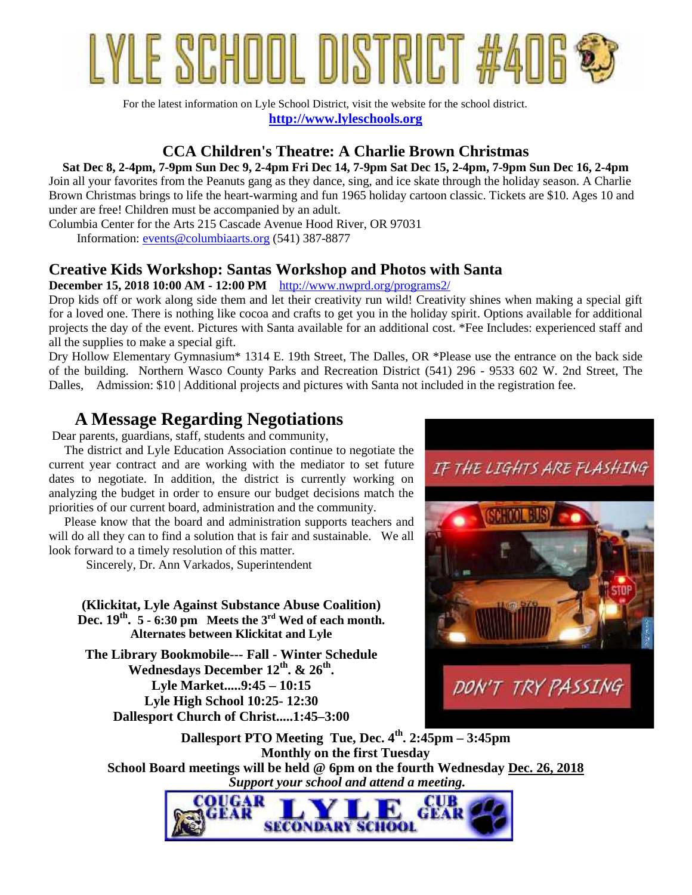# LYLE SCHOOL DISTRICT #406

For the latest information on Lyle School District, visit the website for the school district.

**http://www.lyleschools.org**

## CCA Children's Theatre: A Charlie Brown Christmas

**Sat Dec 8, 2-4pm, 7-9pm Sun Dec 9, 2-4pm Fri Dec 14, 7-9pm Sat Dec 15, 2-4pm, 7-9pm Sun Dec 16, 2-4pm**

Join all your favorites from the Peanuts gang as they dance, sing, and ice skate through the holiday season. A Charlie Brown Christmas brings to life the heart-warming and fun 1965 holiday cartoon classic. Tickets are $10. Ages 10 and under are free! Children must be accompanied by an adult.

Columbia Center for the Arts 215 Cascade Avenue Hood River, OR 97031

Information: events@columbiaarts.org (541) 387-8877

## Creative Kids Workshop: Santas Workshop and Photos with Santa

**December 15, 2018 10:00 AM - 12:00 PM** http://www.nwprd.org/programs2/

Drop kids off or work along side them and let their creativity run wild! Creativity shines when making a special gift for a loved one. There is nothing like cocoa and crafts to get you in the holiday spirit. Options available for additional projects the day of the event. Pictures with Santa available for an additional cost. *Fee Includes: experienced staff and all the supplies to make a special gift.

Dry Hollow Elementary Gymnasium* 1314 E. 19th Street, The Dalles, OR *Please use the entrance on the back side of the building. Northern Wasco County Parks and Recreation District (541) 296 - 9533 602 W. 2nd Street, The Dalles, Admission: $10 | Additional projects and pictures with Santa not included in the registration fee.

## A Message Regarding Negotiations

Dear parents, guardians, staff, students and community,

The district and Lyle Education Association continue to negotiate the current year contract and are working with the mediator to set future dates to negotiate. In addition, the district is currently working on analyzing the budget in order to ensure our budget decisions match the priorities of our current board, administration and the community.

Please know that the board and administration supports teachers and will do all they can to find a solution that is fair and sustainable. We all look forward to a timely resolution of this matter.

Sincerely, Dr. Ann Varkados, Superintendent

IF THE LIGHTS ARE FLASHING

DON'T TRY PASSING

**(Klickitat, Lyle Against Substance Abuse Coalition)**
**Dec. 19th. 5 - 6:30 pm Meets the 3rd Wed of each month.**
**Alternates between Klickitat and Lyle**

**The Library Bookmobile--- Fall - Winter Schedule**
**Wednesdays December 12th. & 26th.**
**Lyle Market.....9:45 – 10:15**
**Lyle High School 10:25- 12:30**
**Dallesport Church of Christ.....1:45–3:00**

**Dallesport PTO Meeting Tue, Dec. 4th. 2:45pm – 3:45pm**
**Monthly on the first Tuesday**
**School Board meetings will be held @ 6pm on the fourth Wednesday Dec. 26, 2018**
***Support your school and attend a meeting.***

COUGAR GEAR LYLE SECONDARY SCHOOL CUB GEAR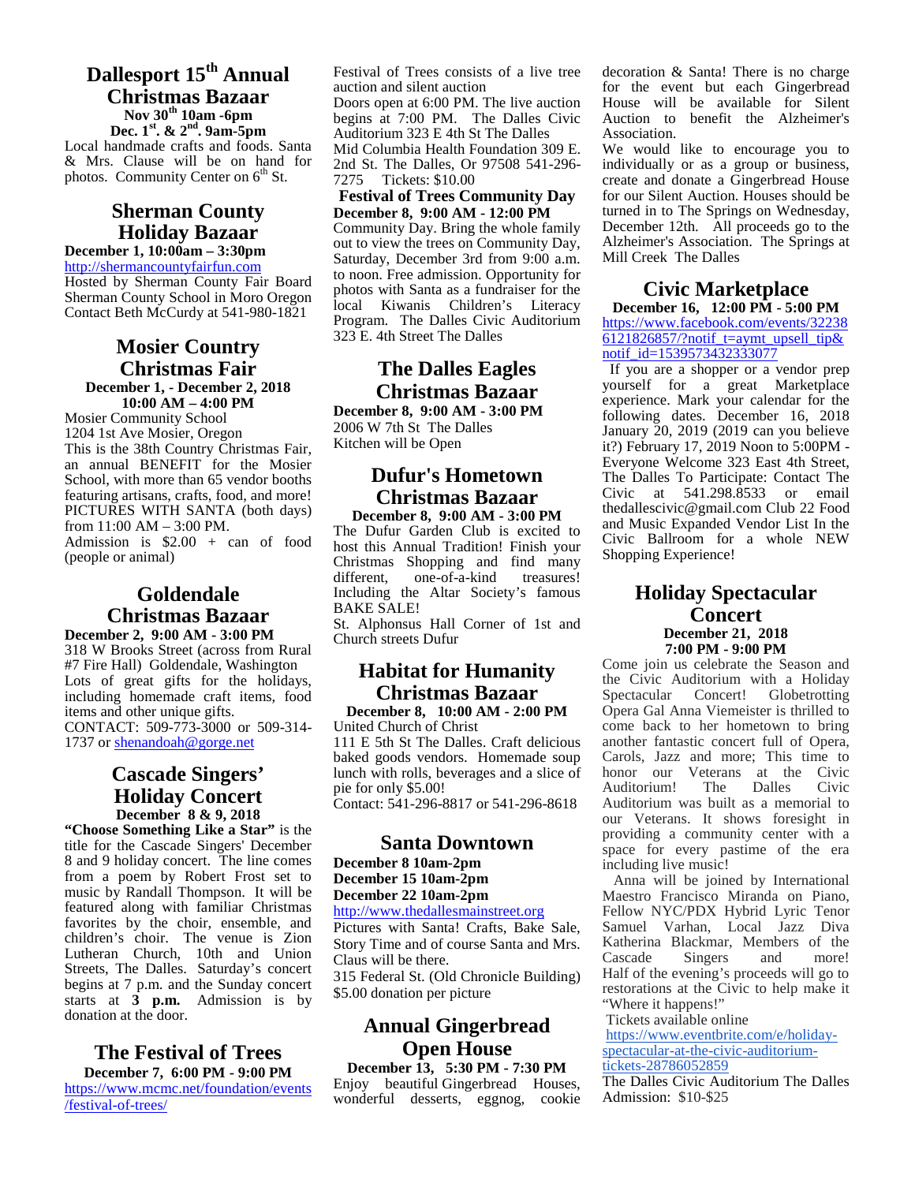## Dallesport 15th Annual Christmas Bazaar

**Nov 30th 10am -6pm**
**Dec. 1st. & 2nd. 9am-5pm**

Local handmade crafts and foods. Santa & Mrs. Clause will be on hand for photos. Community Center on 6th St.

## Sherman County Holiday Bazaar

**December 1, 10:00am – 3:30pm**

http://shermancountyfairfun.com
Hosted by Sherman County Fair Board
Sherman County School in Moro Oregon
Contact Beth McCurdy at 541-980-1821

## Mosier Country Christmas Fair

**December 1, - December 2, 2018**
**10:00 AM – 4:00 PM**

Mosier Community School
1204 1st Ave Mosier, Oregon
This is the 38th Country Christmas Fair, an annual BENEFIT for the Mosier School, with more than 65 vendor booths featuring artisans, crafts, food, and more! PICTURES WITH SANTA (both days) from 11:00 AM – 3:00 PM.
Admission is $2.00 + can of food (people or animal)

## Goldendale Christmas Bazaar

**December 2, 9:00 AM - 3:00 PM**

318 W Brooks Street (across from Rural #7 Fire Hall) Goldendale, Washington
Lots of great gifts for the holidays, including homemade craft items, food items and other unique gifts.
CONTACT: 509-773-3000 or 509-314-1737 or shenandoah@gorge.net

## Cascade Singers' Holiday Concert

**December 8 & 9, 2018**

**"Choose Something Like a Star"** is the title for the Cascade Singers' December 8 and 9 holiday concert. The line comes from a poem by Robert Frost set to music by Randall Thompson. It will be featured along with familiar Christmas favorites by the choir, ensemble, and children's choir. The venue is Zion Lutheran Church, 10th and Union Streets, The Dalles. Saturday's concert begins at 7 p.m. and the Sunday concert starts at **3 p.m.** Admission is by donation at the door.

## The Festival of Trees

**December 7, 6:00 PM - 9:00 PM**

https://www.mcmc.net/foundation/events/festival-of-trees/
Festival of Trees consists of a live tree auction and silent auction
Doors open at 6:00 PM. The live auction begins at 7:00 PM. The Dalles Civic Auditorium 323 E 4th St The Dalles
Mid Columbia Health Foundation 309 E. 2nd St. The Dalles, Or 97508 541-296-7275 Tickets: $10.00

### Festival of Trees Community Day

**December 8, 9:00 AM - 12:00 PM**

Community Day. Bring the whole family out to view the trees on Community Day, Saturday, December 3rd from 9:00 a.m. to noon. Free admission. Opportunity for photos with Santa as a fundraiser for the local Kiwanis Children's Literacy Program. The Dalles Civic Auditorium 323 E. 4th Street The Dalles

## The Dalles Eagles Christmas Bazaar

**December 8, 9:00 AM - 3:00 PM**

2006 W 7th St The Dalles
Kitchen will be Open

## Dufur's Hometown Christmas Bazaar

**December 8, 9:00 AM - 3:00 PM**

The Dufur Garden Club is excited to host this Annual Tradition! Finish your Christmas Shopping and find many different, one-of-a-kind treasures! Including the Altar Society's famous BAKE SALE!
St. Alphonsus Hall Corner of 1st and Church streets Dufur

## Habitat for Humanity Christmas Bazaar

**December 8, 10:00 AM - 2:00 PM**

United Church of Christ
111 E 5th St The Dalles. Craft delicious baked goods vendors. Homemade soup lunch with rolls, beverages and a slice of pie for only $5.00!
Contact: 541-296-8817 or 541-296-8618

## Santa Downtown

**December 8 10am-2pm**
**December 15 10am-2pm**
**December 22 10am-2pm**

http://www.thedallesmainstreet.org
Pictures with Santa! Crafts, Bake Sale, Story Time and of course Santa and Mrs. Claus will be there.
315 Federal St. (Old Chronicle Building)
$5.00 donation per picture

## Annual Gingerbread Open House

**December 13, 5:30 PM - 7:30 PM**

Enjoy beautiful Gingerbread Houses, wonderful desserts, eggnog, cookie decoration & Santa! There is no charge for the event but each Gingerbread House will be available for Silent Auction to benefit the Alzheimer's Association.
We would like to encourage you to individually or as a group or business, create and donate a Gingerbread House for our Silent Auction. Houses should be turned in to The Springs on Wednesday, December 12th. All proceeds go to the Alzheimer's Association. The Springs at Mill Creek The Dalles

## Civic Marketplace

**December 16, 12:00 PM - 5:00 PM**

https://www.facebook.com/events/322386121826857/?notif_t=aymt_upsell_tip&notif_id=1539573432333077
If you are a shopper or a vendor prep yourself for a great Marketplace experience. Mark your calendar for the following dates. December 16, 2018 January 20, 2019 (2019 can you believe it?) February 17, 2019 Noon to 5:00PM - Everyone Welcome 323 East 4th Street, The Dalles To Participate: Contact The Civic at 541.298.8533 or email thedallescivic@gmail.com Club 22 Food and Music Expanded Vendor List In the Civic Ballroom for a whole NEW Shopping Experience!

## Holiday Spectacular Concert

**December 21, 2018**
**7:00 PM - 9:00 PM**

Come join us celebrate the Season and the Civic Auditorium with a Holiday Spectacular Concert! Globetrotting Opera Gal Anna Viemeister is thrilled to come back to her hometown to bring another fantastic concert full of Opera, Carols, Jazz and more; This time to honor our Veterans at the Civic Auditorium! The Dalles Civic Auditorium was built as a memorial to our Veterans. It shows foresight in providing a community center with a space for every pastime of the era including live music!
Anna will be joined by International Maestro Francisco Miranda on Piano, Fellow NYC/PDX Hybrid Lyric Tenor Samuel Varhan, Local Jazz Diva Katherina Blackmar, Members of the Cascade Singers and more! Half of the evening's proceeds will go to restorations at the Civic to help make it "Where it happens!"
Tickets available online
https://www.eventbrite.com/e/holiday-spectacular-at-the-civic-auditorium-tickets-28786052859
The Dalles Civic Auditorium The Dalles
Admission: $10-$25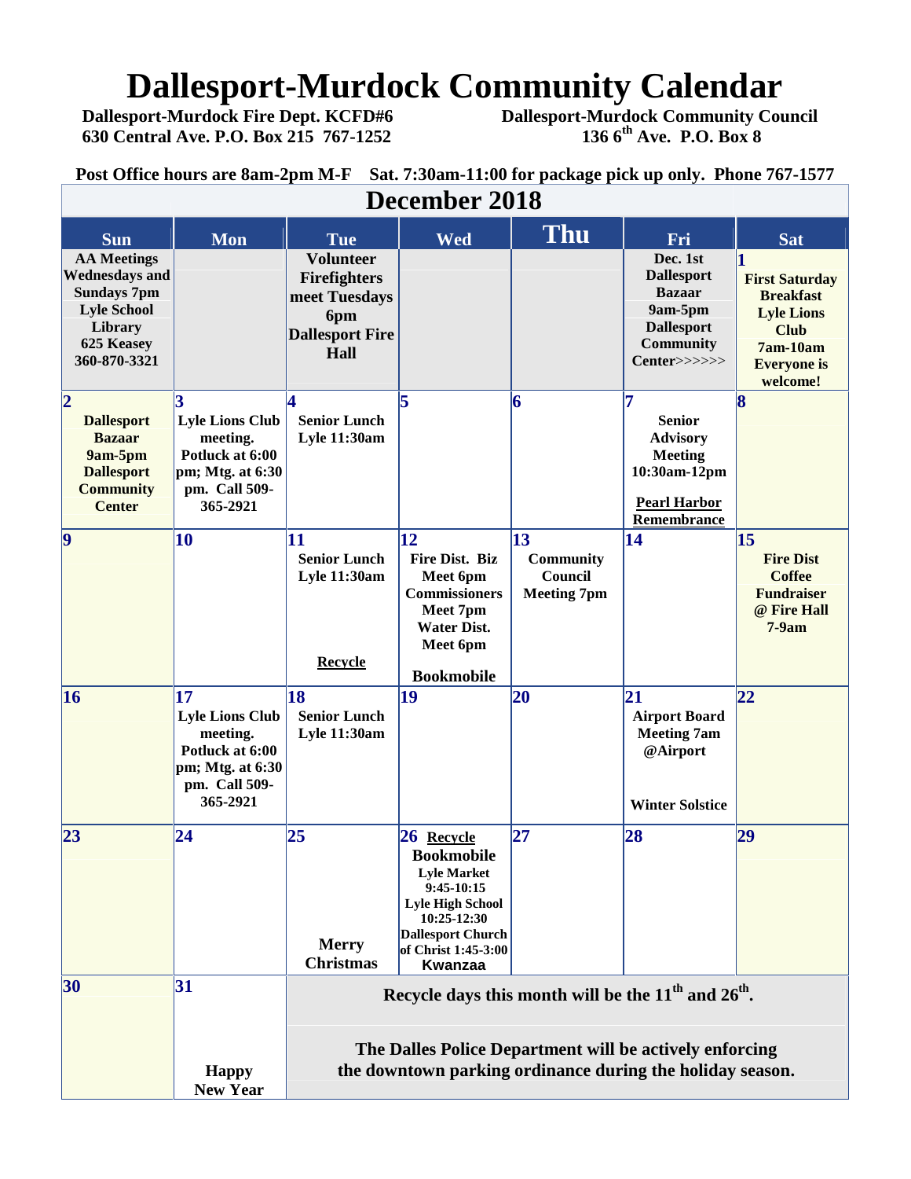# Dallesport-Murdock Community Calendar

**Dallesport-Murdock Fire Dept. KCFD#6**
**630 Central Ave. P.O. Box 215 767-1252**

**Dallesport-Murdock Community Council**
**136 6th Ave. P.O. Box 8**

**Post Office hours are 8am-2pm M-F Sat. 7:30am-11:00 for package pick up only. Phone 767-1577**

## December 2018

| Sun | Mon | Tue | Wed | Thu | Fri | Sat |
|---|---|---|---|---|---|---|
| AA Meetings Wednesdays and Sundays 7pm Lyle School Library 625 Keasey 360-870-3321 | | Volunteer Firefighters meet Tuesdays 6pm Dallesport Fire Hall | | | Dec. 1st Dallesport Bazaar 9am-5pm Dallesport Community Center>>>>>> | **1** First Saturday Breakfast Lyle Lions Club 7am-10am Everyone is welcome! |
| **2** Dallesport Bazaar 9am-5pm Dallesport Community Center | **3** Lyle Lions Club meeting. Potluck at 6:00 pm; Mtg. at 6:30 pm. Call 509-365-2921 | **4** Senior Lunch Lyle 11:30am | **5** | **6** | **7** Senior Advisory Meeting 10:30am-12pm<br>Pearl Harbor Remembrance | **8** |
| **9** | **10** | **11** Senior Lunch Lyle 11:30am<br>Recycle | **12** Fire Dist. Biz Meet 6pm Commissioners Meet 7pm Water Dist. Meet 6pm<br>Bookmobile | **13** Community Council Meeting 7pm | **14** | **15** Fire Dist Coffee Fundraiser @ Fire Hall 7-9am |
| **16** | **17** Lyle Lions Club meeting. Potluck at 6:00 pm; Mtg. at 6:30 pm. Call 509-365-2921 | **18** Senior Lunch Lyle 11:30am | **19** | **20** | **21** Airport Board Meeting 7am @Airport<br>Winter Solstice | **22** |
| **23** | **24** | **25** Merry Christmas | **26** Recycle<br>Bookmobile Lyle Market 9:45-10:15 Lyle High School 10:25-12:30 Dallesport Church of Christ 1:45-3:00<br>Kwanzaa | **27** | **28** | **29** |
| **30** | **31** Happy New Year | Recycle days this month will be the 11th and 26th. The Dalles Police Department will be actively enforcing the downtown parking ordinance during the holiday season. | | | | |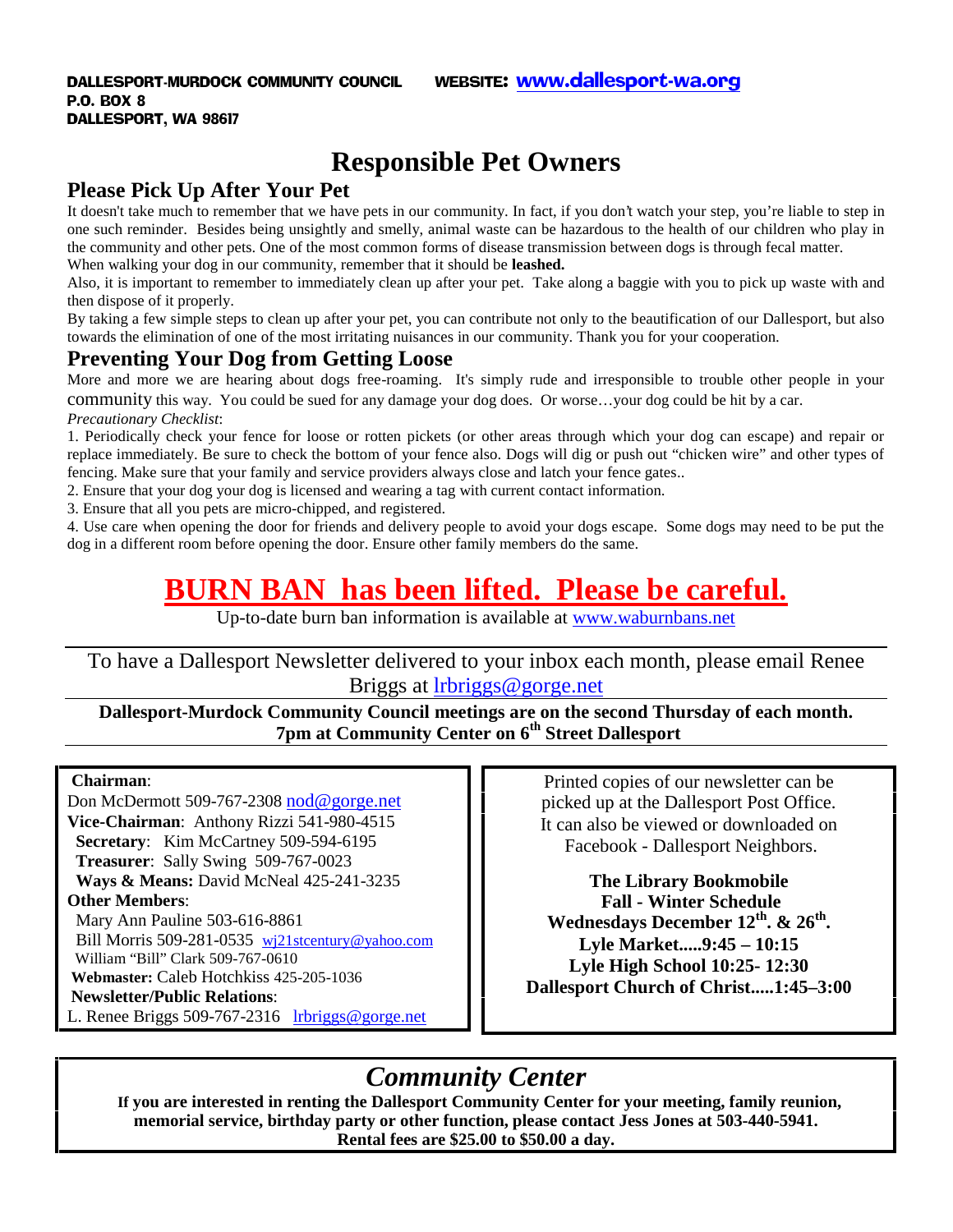**DALLESPORT-MURDOCK COMMUNITY COUNCIL** **WEBSITE: www.dallesport-wa.org**
**P.O. BOX 8**
**DALLESPORT, WA 98617**

# Responsible Pet Owners

## Please Pick Up After Your Pet

It doesn't take much to remember that we have pets in our community. In fact, if you don't watch your step, you're liable to step in one such reminder. Besides being unsightly and smelly, animal waste can be hazardous to the health of our children who play in the community and other pets. One of the most common forms of disease transmission between dogs is through fecal matter.
When walking your dog in our community, remember that it should be **leashed.**
Also, it is important to remember to immediately clean up after your pet. Take along a baggie with you to pick up waste with and then dispose of it properly.
By taking a few simple steps to clean up after your pet, you can contribute not only to the beautification of our Dallesport, but also towards the elimination of one of the most irritating nuisances in our community. Thank you for your cooperation.

## Preventing Your Dog from Getting Loose

More and more we are hearing about dogs free-roaming. It's simply rude and irresponsible to trouble other people in your community this way. You could be sued for any damage your dog does. Or worse…your dog could be hit by a car.
*Precautionary Checklist*:
1. Periodically check your fence for loose or rotten pickets (or other areas through which your dog can escape) and repair or replace immediately. Be sure to check the bottom of your fence also. Dogs will dig or push out "chicken wire" and other types of fencing. Make sure that your family and service providers always close and latch your fence gates..
2. Ensure that your dog your dog is licensed and wearing a tag with current contact information.
3. Ensure that all you pets are micro-chipped, and registered.
4. Use care when opening the door for friends and delivery people to avoid your dogs escape. Some dogs may need to be put the dog in a different room before opening the door. Ensure other family members do the same.

# BURN BAN has been lifted. Please be careful.

Up-to-date burn ban information is available at www.waburnbans.net

---

To have a Dallesport Newsletter delivered to your inbox each month, please email Renee Briggs at lrbriggs@gorge.net

**Dallesport-Murdock Community Council meetings are on the second Thursday of each month. 7pm at Community Center on 6th Street Dallesport**

---

**Chairman**:
Don McDermott 509-767-2308 nod@gorge.net
**Vice-Chairman**: Anthony Rizzi 541-980-4515
**Secretary**: Kim McCartney 509-594-6195
**Treasurer**: Sally Swing 509-767-0023
**Ways & Means:** David McNeal 425-241-3235
**Other Members**:
Mary Ann Pauline 503-616-8861
Bill Morris 509-281-0535 wj21stcentury@yahoo.com
William "Bill" Clark 509-767-0610
**Webmaster:** Caleb Hotchkiss 425-205-1036
**Newsletter/Public Relations**:
L. Renee Briggs 509-767-2316 lrbriggs@gorge.net

Printed copies of our newsletter can be picked up at the Dallesport Post Office. It can also be viewed or downloaded on Facebook - Dallesport Neighbors.

**The Library Bookmobile**
**Fall - Winter Schedule**
**Wednesdays December 12th. & 26th.**
**Lyle Market.....9:45 – 10:15**
**Lyle High School 10:25- 12:30**
**Dallesport Church of Christ.....1:45–3:00**

## *Community Center*

**If you are interested in renting the Dallesport Community Center for your meeting, family reunion, memorial service, birthday party or other function, please contact Jess Jones at 503-440-5941. Rental fees are $25.00 to $50.00 a day.**